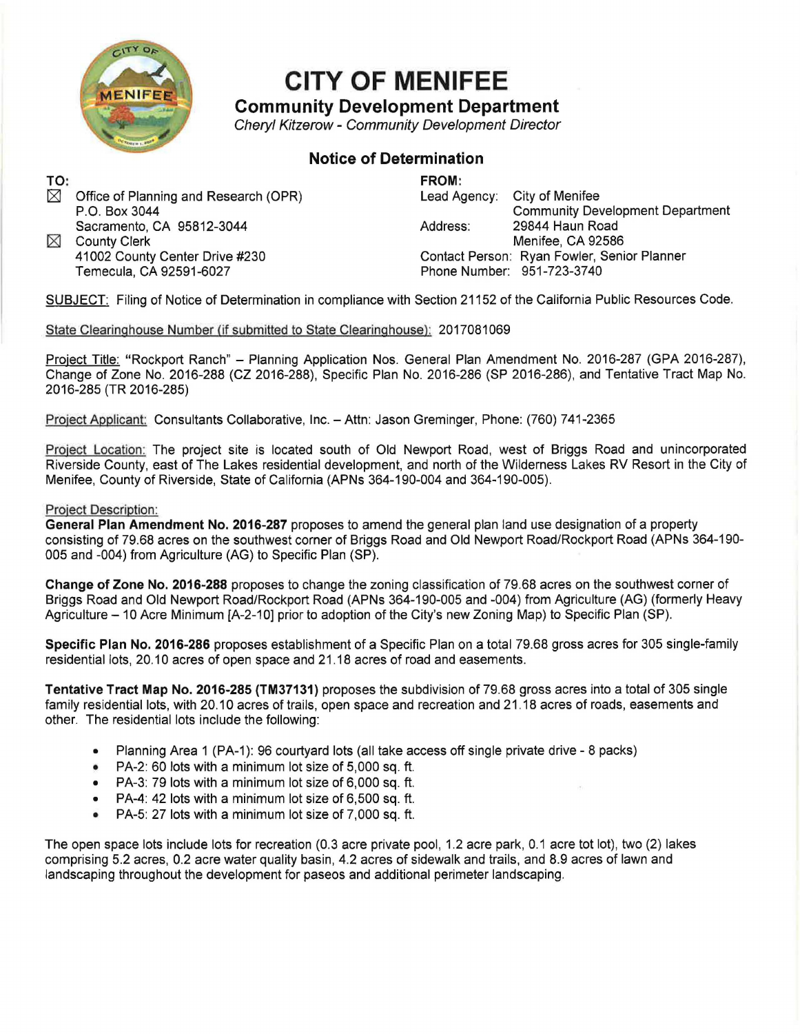# CITY OF MENIFEE

## Community Development Department

*Cheryl Kitzerow - Community Development Director*

### Notice of Determination

**TO:**

☒ Office of Planning and Research (OPR)
P.O. Box 3044
Sacramento, CA 95812-3044

☒ County Clerk
41002 County Center Drive #230
Temecula, CA 92591-6027

**FROM:**

Lead Agency: City of Menifee
Community Development Department
Address: 29844 Haun Road
Menifee, CA 92586
Contact Person: Ryan Fowler, Senior Planner
Phone Number: 951-723-3740

SUBJECT: Filing of Notice of Determination in compliance with Section 21152 of the California Public Resources Code.

State Clearinghouse Number (if submitted to State Clearinghouse): 2017081069

Project Title: "Rockport Ranch" – Planning Application Nos. General Plan Amendment No. 2016-287 (GPA 2016-287), Change of Zone No. 2016-288 (CZ 2016-288), Specific Plan No. 2016-286 (SP 2016-286), and Tentative Tract Map No. 2016-285 (TR 2016-285)

Project Applicant: Consultants Collaborative, Inc. – Attn: Jason Greminger, Phone: (760) 741-2365

Project Location: The project site is located south of Old Newport Road, west of Briggs Road and unincorporated Riverside County, east of The Lakes residential development, and north of the Wilderness Lakes RV Resort in the City of Menifee, County of Riverside, State of California (APNs 364-190-004 and 364-190-005).

Project Description:

**General Plan Amendment No. 2016-287** proposes to amend the general plan land use designation of a property consisting of 79.68 acres on the southwest corner of Briggs Road and Old Newport Road/Rockport Road (APNs 364-190-005 and -004) from Agriculture (AG) to Specific Plan (SP).

**Change of Zone No. 2016-288** proposes to change the zoning classification of 79.68 acres on the southwest corner of Briggs Road and Old Newport Road/Rockport Road (APNs 364-190-005 and -004) from Agriculture (AG) (formerly Heavy Agriculture – 10 Acre Minimum [A-2-10] prior to adoption of the City's new Zoning Map) to Specific Plan (SP).

**Specific Plan No. 2016-286** proposes establishment of a Specific Plan on a total 79.68 gross acres for 305 single-family residential lots, 20.10 acres of open space and 21.18 acres of road and easements.

**Tentative Tract Map No. 2016-285 (TM37131)** proposes the subdivision of 79.68 gross acres into a total of 305 single family residential lots, with 20.10 acres of trails, open space and recreation and 21.18 acres of roads, easements and other. The residential lots include the following:

- Planning Area 1 (PA-1): 96 courtyard lots (all take access off single private drive - 8 packs)
- PA-2: 60 lots with a minimum lot size of 5,000 sq. ft.
- PA-3: 79 lots with a minimum lot size of 6,000 sq. ft.
- PA-4: 42 lots with a minimum lot size of 6,500 sq. ft.
- PA-5: 27 lots with a minimum lot size of 7,000 sq. ft.

The open space lots include lots for recreation (0.3 acre private pool, 1.2 acre park, 0.1 acre tot lot), two (2) lakes comprising 5.2 acres, 0.2 acre water quality basin, 4.2 acres of sidewalk and trails, and 8.9 acres of lawn and landscaping throughout the development for paseos and additional perimeter landscaping.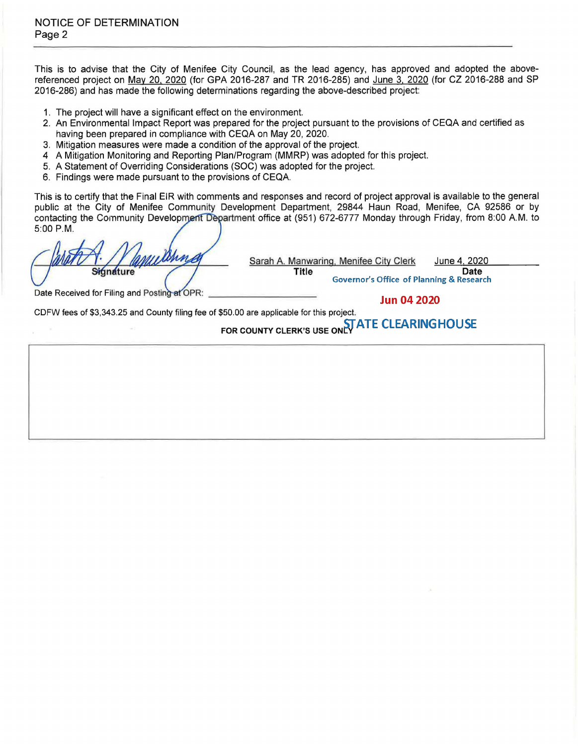NOTICE OF DETERMINATION
Page 2

This is to advise that the City of Menifee City Council, as the lead agency, has approved and adopted the above-referenced project on May 20, 2020 (for GPA 2016-287 and TR 2016-285) and June 3, 2020 (for CZ 2016-288 and SP 2016-286) and has made the following determinations regarding the above-described project:

1. The project will have a significant effect on the environment.
2. An Environmental Impact Report was prepared for the project pursuant to the provisions of CEQA and certified as having been prepared in compliance with CEQA on May 20, 2020.
3. Mitigation measures were made a condition of the approval of the project.
4. A Mitigation Monitoring and Reporting Plan/Program (MMRP) was adopted for this project.
5. A Statement of Overriding Considerations (SOC) was adopted for the project.
6. Findings were made pursuant to the provisions of CEQA.

This is to certify that the Final EIR with comments and responses and record of project approval is available to the general public at the City of Menifee Community Development Department, 29844 Haun Road, Menifee, CA 92586 or by contacting the Community Development Department office at (951) 672-6777 Monday through Friday, from 8:00 A.M. to 5:00 P.M.

| | | |
|---|---|---|
| Sarah A. Manwaring | Sarah A. Manwaring, Menifee City Clerk | June 4, 2020 |
| **Signature** | **Title** | **Date** |

Governor's Office of Planning & Research

Jun 04 2020

STATE CLEARINGHOUSE

Date Received for Filing and Posting at OPR: ____________________

CDFW fees of $3,343.25 and County filing fee of $50.00 are applicable for this project.

**FOR COUNTY CLERK'S USE ONLY**